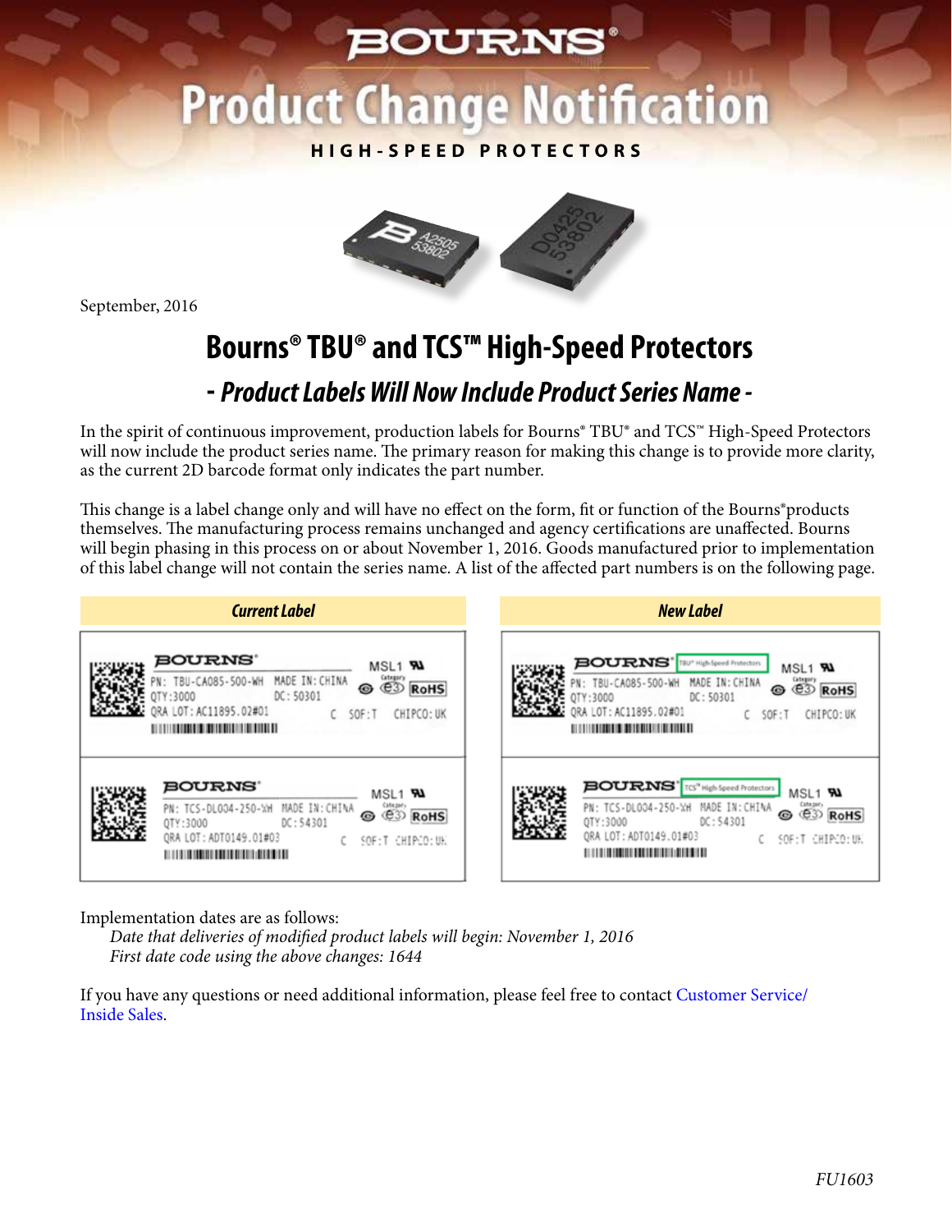BOURNS®

# Product Change Notification

**HIGH-SPEED PROTECTORS**

September, 2016

## Bourns® TBU® and TCS™ High-Speed Protectors

### *- Product Labels Will Now Include Product Series Name -*

In the spirit of continuous improvement, production labels for Bourns® TBU® and TCS™ High-Speed Protectors will now include the product series name. The primary reason for making this change is to provide more clarity, as the current 2D barcode format only indicates the part number.

This change is a label change only and will have no effect on the form, fit or function of the Bourns® products themselves. The manufacturing process remains unchanged and agency certifications are unaffected. Bourns will begin phasing in this process on or about November 1, 2016. Goods manufactured prior to implementation of this label change will not contain the series name. A list of the affected part numbers is on the following page.

| *Current Label* | *New Label* |
|---|---|
| BOURNS® PN: TBU-CA085-500-WH MADE IN: CHINA QTY:3000 DC: 50301 QRA LOT: AC11895.02#01 C SOF:T CHIPCO: UK MSL1 RoHS | BOURNS® TBU® High-Speed Protectors PN: TBU-CA085-500-WH MADE IN: CHINA QTY:3000 DC: 50301 QRA LOT: AC11895.02#01 C SOF:T CHIPCO: UK MSL1 RoHS |
| BOURNS® PN: TCS-DL004-250-WH MADE IN: CHINA QTY:3000 DC: 54301 QRA LOT: ADT0149.01#03 C SOF:T CHIPCO: UK MSL1 RoHS | BOURNS® TCS™ High-Speed Protectors PN: TCS-DL004-250-WH MADE IN: CHINA QTY:3000 DC: 54301 QRA LOT: ADT0149.01#03 C SOF:T CHIPCO: UK MSL1 RoHS |

Implementation dates are as follows:

*Date that deliveries of modified product labels will begin: November 1, 2016*
*First date code using the above changes: 1644*

If you have any questions or need additional information, please feel free to contact Customer Service/ Inside Sales.

*FU1603*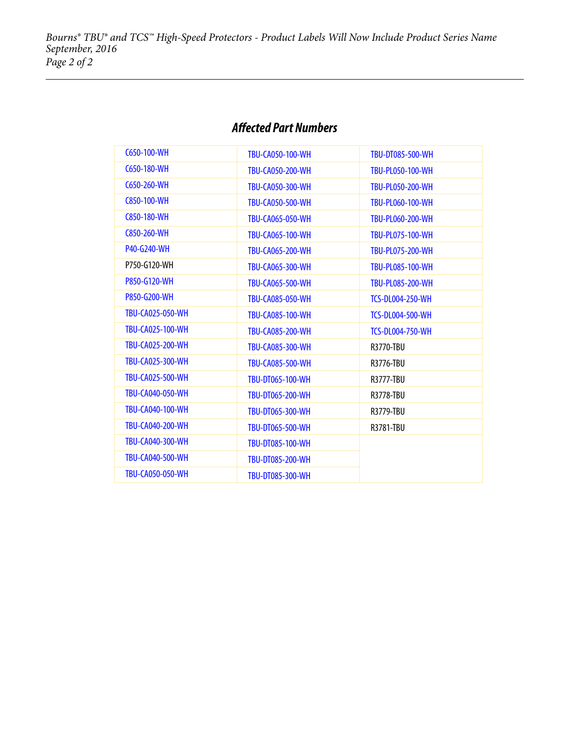## *Affected Part Numbers*

| | | |
|---|---|---|
| C650-100-WH | TBU-CA050-100-WH | TBU-DT085-500-WH |
| C650-180-WH | TBU-CA050-200-WH | TBU-PL050-100-WH |
| C650-260-WH | TBU-CA050-300-WH | TBU-PL050-200-WH |
| C850-100-WH | TBU-CA050-500-WH | TBU-PL060-100-WH |
| C850-180-WH | TBU-CA065-050-WH | TBU-PL060-200-WH |
| C850-260-WH | TBU-CA065-100-WH | TBU-PL075-100-WH |
| P40-G240-WH | TBU-CA065-200-WH | TBU-PL075-200-WH |
| P750-G120-WH | TBU-CA065-300-WH | TBU-PL085-100-WH |
| P850-G120-WH | TBU-CA065-500-WH | TBU-PL085-200-WH |
| P850-G200-WH | TBU-CA085-050-WH | TCS-DL004-250-WH |
| TBU-CA025-050-WH | TBU-CA085-100-WH | TCS-DL004-500-WH |
| TBU-CA025-100-WH | TBU-CA085-200-WH | TCS-DL004-750-WH |
| TBU-CA025-200-WH | TBU-CA085-300-WH | R3770-TBU |
| TBU-CA025-300-WH | TBU-CA085-500-WH | R3776-TBU |
| TBU-CA025-500-WH | TBU-DT065-100-WH | R3777-TBU |
| TBU-CA040-050-WH | TBU-DT065-200-WH | R3778-TBU |
| TBU-CA040-100-WH | TBU-DT065-300-WH | R3779-TBU |
| TBU-CA040-200-WH | TBU-DT065-500-WH | R3781-TBU |
| TBU-CA040-300-WH | TBU-DT085-100-WH | |
| TBU-CA040-500-WH | TBU-DT085-200-WH | |
| TBU-CA050-050-WH | TBU-DT085-300-WH | |